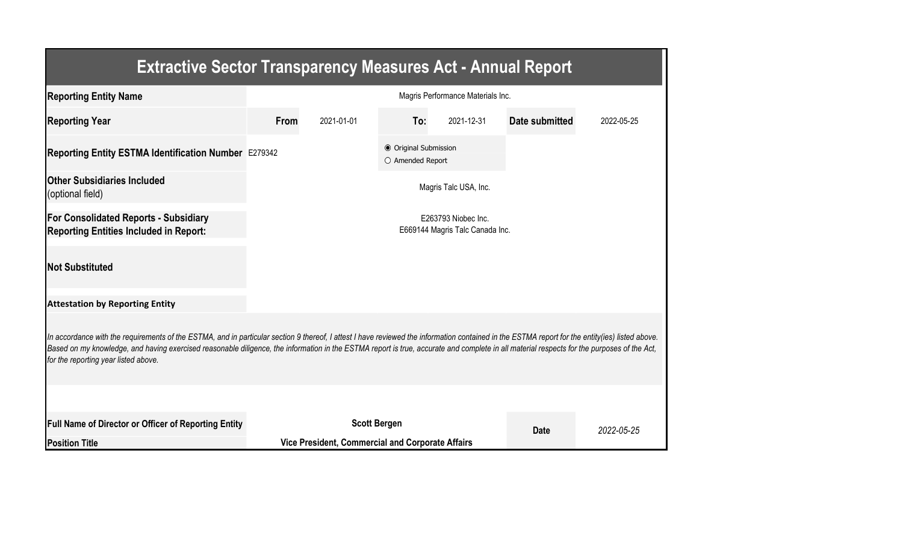# Extractive Sector Transparency Measures Act - Annual Report

| | | | | | | |
|---|---|---|---|---|---|---|
| **Reporting Entity Name** | Magris Performance Materials Inc. | | | | | |
| **Reporting Year** | **From** | 2021-01-01 | **To:** | 2021-12-31 | **Date submitted** | 2022-05-25 |
| **Reporting Entity ESTMA Identification Number** | E279342 | | ◉ Original Submission<br>○ Amended Report | | | |
| **Other Subsidiaries Included** (optional field) | Magris Talc USA, Inc. | | | | | |
| **For Consolidated Reports - Subsidiary Reporting Entities Included in Report:** | E263793 Niobec Inc.<br>E669144 Magris Talc Canada Inc. | | | | | |
| **Not Substituted** | | | | | | |

**Attestation by Reporting Entity**

*In accordance with the requirements of the ESTMA, and in particular section 9 thereof, I attest I have reviewed the information contained in the ESTMA report for the entity(ies) listed above. Based on my knowledge, and having exercised reasonable diligence, the information in the ESTMA report is true, accurate and complete in all material respects for the purposes of the Act, for the reporting year listed above.*

| | | | |
|---|---|---|---|
| **Full Name of Director or Officer of Reporting Entity** | **Scott Bergen** | **Date** | *2022-05-25* |
| **Position Title** | **Vice President, Commercial and Corporate Affairs** | | |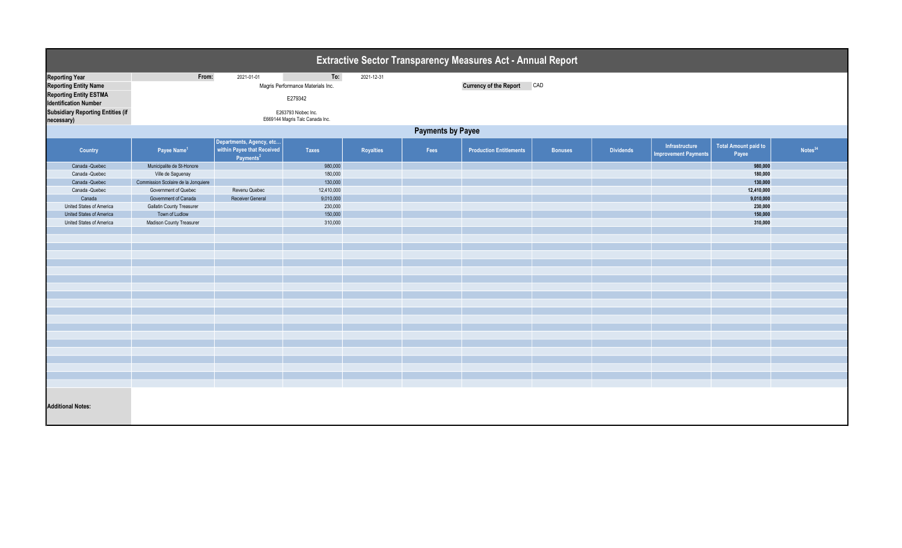# Extractive Sector Transparency Measures Act - Annual Report

| | | | | |
|---|---|---|---|---|
| **Reporting Year** | From: | 2021-01-01 | To: | 2021-12-31 |
| **Reporting Entity Name** | Magris Performance Materials Inc. | | **Currency of the Report** | CAD |
| **Reporting Entity ESTMA Identification Number** | E279342 | | | |
| **Subsidiary Reporting Entities (if necessary)** | E263793 Niobec Inc.<br>E669144 Magris Talc Canada Inc. | | | |

## Payments by Payee

| Country | Payee Name[1] | Departments, Agency, etc... within Payee that Received Payments[2] | Taxes | Royalties | Fees | Production Entitlements | Bonuses | Dividends | Infrastructure Improvement Payments | Total Amount paid to Payee | Notes[34] |
|---|---|---|---|---|---|---|---|---|---|---|---|
| Canada -Quebec | Municipalite de St-Honore | | 980,000 | | | | | | | **980,000** | |
| Canada -Quebec | Ville de Saguenay | | 180,000 | | | | | | | **180,000** | |
| Canada -Quebec | Commission Scolaire de la Jonquiere | | 130,000 | | | | | | | **130,000** | |
| Canada -Quebec | Government of Quebec | Revenu Quebec | 12,410,000 | | | | | | | **12,410,000** | |
| Canada | Government of Canada | Receiver General | 9,010,000 | | | | | | | **9,010,000** | |
| United States of America | Gallatin County Treasurer | | 230,000 | | | | | | | **230,000** | |
| United States of America | Town of Ludlow | | 150,000 | | | | | | | **150,000** | |
| United States of America | Madison County Treasurer | | 310,000 | | | | | | | **310,000** | |

**Additional Notes:**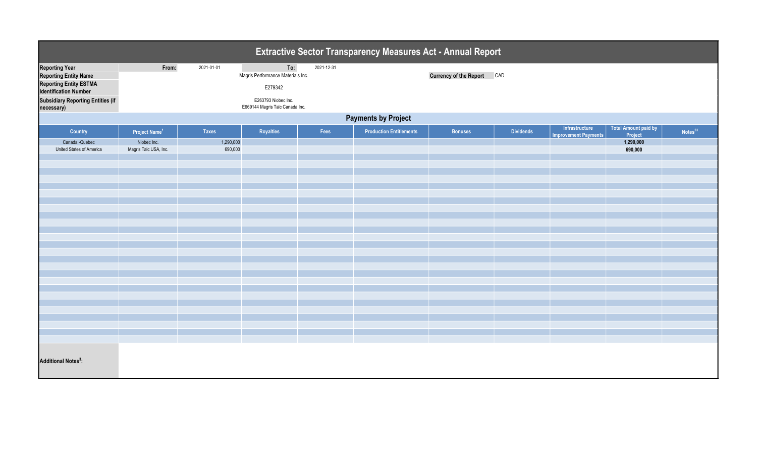# Extractive Sector Transparency Measures Act - Annual Report

| | | | |
|---|---|---|---|
| **Reporting Year** | From: 2021-01-01 | To: 2021-12-31 | |
| **Reporting Entity Name** | Magris Performance Materials Inc. | **Currency of the Report** | CAD |
| **Reporting Entity ESTMA Identification Number** | E279342 | | |
| **Subsidiary Reporting Entities (if necessary)** | E263793 Niobec Inc.<br>E669144 Magris Talc Canada Inc. | | |

## Payments by Project

| Country | Project Name[1] | Taxes | Royalties | Fees | Production Entitlements | Bonuses | Dividends | Infrastructure Improvement Payments | Total Amount paid by Project | Notes[23] |
|---|---|---|---|---|---|---|---|---|---|---|
| Canada -Quebec | Niobec Inc. | 1,290,000 | | | | | | | **1,290,000** | |
| United States of America | Magris Talc USA, Inc. | 690,000 | | | | | | | **690,000** | |

**Additional Notes[3]:**